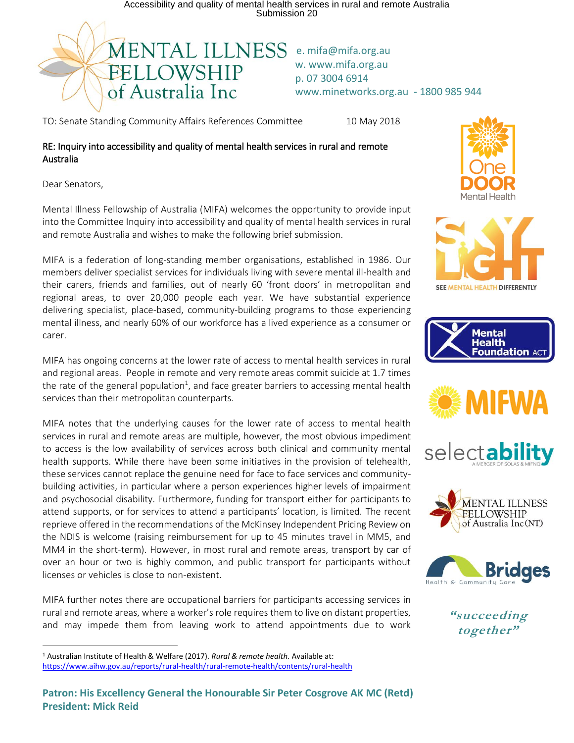**MENTAL ILLNESS FELLOWSHIP of Australia Inc**

e. mifa@mifa.org.au
w. www.mifa.org.au
p. 07 3004 6914
www.minetworks.org.au - 1800 985 944

TO: Senate Standing Community Affairs References Committee

10 May 2018

RE: Inquiry into accessibility and quality of mental health services in rural and remote Australia

Dear Senators,

Mental Illness Fellowship of Australia (MIFA) welcomes the opportunity to provide input into the Committee Inquiry into accessibility and quality of mental health services in rural and remote Australia and wishes to make the following brief submission.

MIFA is a federation of long-standing member organisations, established in 1986. Our members deliver specialist services for individuals living with severe mental ill-health and their carers, friends and families, out of nearly 60 'front doors' in metropolitan and regional areas, to over 20,000 people each year. We have substantial experience delivering specialist, place-based, community-building programs to those experiencing mental illness, and nearly 60% of our workforce has a lived experience as a consumer or carer.

MIFA has ongoing concerns at the lower rate of access to mental health services in rural and regional areas. People in remote and very remote areas commit suicide at 1.7 times the rate of the general population[1], and face greater barriers to accessing mental health services than their metropolitan counterparts.

MIFA notes that the underlying causes for the lower rate of access to mental health services in rural and remote areas are multiple, however, the most obvious impediment to access is the low availability of services across both clinical and community mental health supports. While there have been some initiatives in the provision of telehealth, these services cannot replace the genuine need for face to face services and community-building activities, in particular where a person experiences higher levels of impairment and psychosocial disability. Furthermore, funding for transport either for participants to attend supports, or for services to attend a participants' location, is limited. The recent reprieve offered in the recommendations of the McKinsey Independent Pricing Review on the NDIS is welcome (raising reimbursement for up to 45 minutes travel in MM5, and MM4 in the short-term). However, in most rural and remote areas, transport by car of over an hour or two is highly common, and public transport for participants without licenses or vehicles is close to non-existent.

MIFA further notes there are occupational barriers for participants accessing services in rural and remote areas, where a worker's role requires them to live on distant properties, and may impede them from leaving work to attend appointments due to work

One DOOR Mental Health

SKYLIGHT — SEE MENTAL HEALTH DIFFERENTLY

Mental Health Foundation ACT

MIFWA

selectability — A MERGER OF SOLAS & MIFNQ

MENTAL ILLNESS FELLOWSHIP of Australia Inc (NT)

Bridges Health & Community Care

*"succeeding together"*

---

[1] Australian Institute of Health & Welfare (2017). *Rural & remote health.* Available at: https://www.aihw.gov.au/reports/rural-health/rural-remote-health/contents/rural-health

**Patron: His Excellency General the Honourable Sir Peter Cosgrove AK MC (Retd)**
**President: Mick Reid**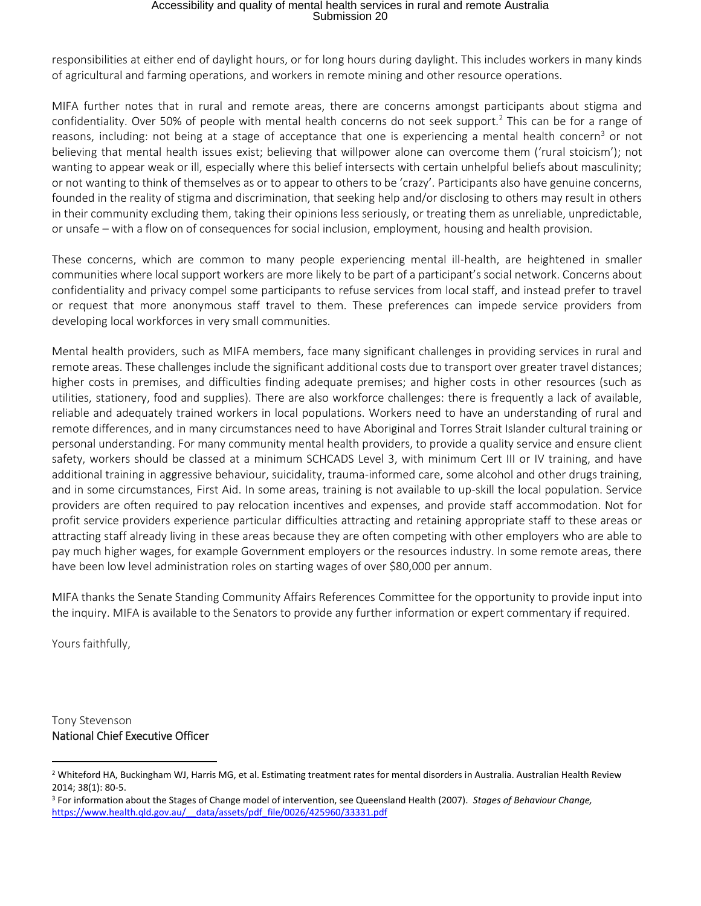responsibilities at either end of daylight hours, or for long hours during daylight. This includes workers in many kinds of agricultural and farming operations, and workers in remote mining and other resource operations.

MIFA further notes that in rural and remote areas, there are concerns amongst participants about stigma and confidentiality. Over 50% of people with mental health concerns do not seek support.[2] This can be for a range of reasons, including: not being at a stage of acceptance that one is experiencing a mental health concern[3] or not believing that mental health issues exist; believing that willpower alone can overcome them ('rural stoicism'); not wanting to appear weak or ill, especially where this belief intersects with certain unhelpful beliefs about masculinity; or not wanting to think of themselves as or to appear to others to be 'crazy'. Participants also have genuine concerns, founded in the reality of stigma and discrimination, that seeking help and/or disclosing to others may result in others in their community excluding them, taking their opinions less seriously, or treating them as unreliable, unpredictable, or unsafe – with a flow on of consequences for social inclusion, employment, housing and health provision.

These concerns, which are common to many people experiencing mental ill-health, are heightened in smaller communities where local support workers are more likely to be part of a participant's social network. Concerns about confidentiality and privacy compel some participants to refuse services from local staff, and instead prefer to travel or request that more anonymous staff travel to them. These preferences can impede service providers from developing local workforces in very small communities.

Mental health providers, such as MIFA members, face many significant challenges in providing services in rural and remote areas. These challenges include the significant additional costs due to transport over greater travel distances; higher costs in premises, and difficulties finding adequate premises; and higher costs in other resources (such as utilities, stationery, food and supplies). There are also workforce challenges: there is frequently a lack of available, reliable and adequately trained workers in local populations. Workers need to have an understanding of rural and remote differences, and in many circumstances need to have Aboriginal and Torres Strait Islander cultural training or personal understanding. For many community mental health providers, to provide a quality service and ensure client safety, workers should be classed at a minimum SCHCADS Level 3, with minimum Cert III or IV training, and have additional training in aggressive behaviour, suicidality, trauma-informed care, some alcohol and other drugs training, and in some circumstances, First Aid. In some areas, training is not available to up-skill the local population. Service providers are often required to pay relocation incentives and expenses, and provide staff accommodation. Not for profit service providers experience particular difficulties attracting and retaining appropriate staff to these areas or attracting staff already living in these areas because they are often competing with other employers who are able to pay much higher wages, for example Government employers or the resources industry. In some remote areas, there have been low level administration roles on starting wages of over $80,000 per annum.

MIFA thanks the Senate Standing Community Affairs References Committee for the opportunity to provide input into the inquiry. MIFA is available to the Senators to provide any further information or expert commentary if required.

Yours faithfully,

Tony Stevenson
**National Chief Executive Officer**

---

[2] Whiteford HA, Buckingham WJ, Harris MG, et al. Estimating treatment rates for mental disorders in Australia. Australian Health Review 2014; 38(1): 80-5.

[3] For information about the Stages of Change model of intervention, see Queensland Health (2007). *Stages of Behaviour Change,* https://www.health.qld.gov.au/__data/assets/pdf_file/0026/425960/33331.pdf